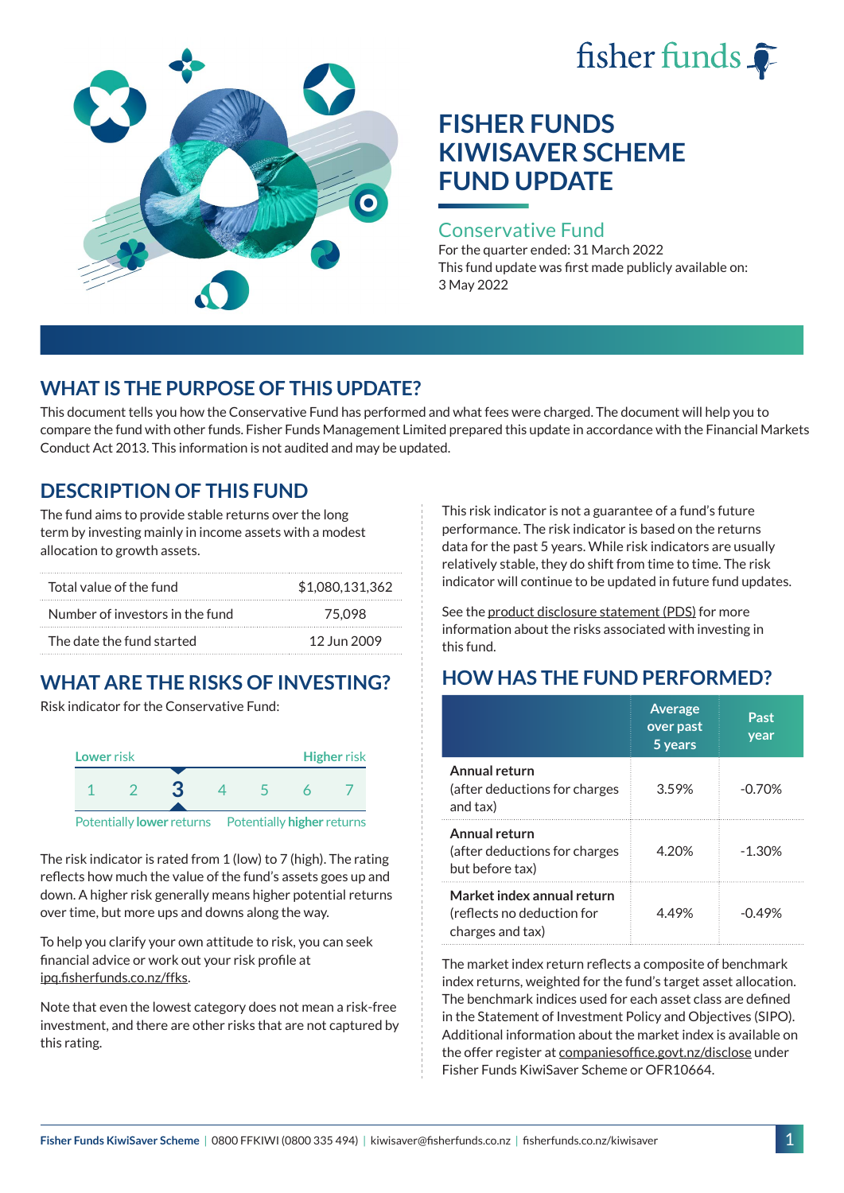# FISHER FUNDS KIWISAVER SCHEME FUND UPDATE

## Conservative Fund

For the quarter ended: 31 March 2022
This fund update was first made publicly available on: 3 May 2022

## WHAT IS THE PURPOSE OF THIS UPDATE?

This document tells you how the Conservative Fund has performed and what fees were charged. The document will help you to compare the fund with other funds. Fisher Funds Management Limited prepared this update in accordance with the Financial Markets Conduct Act 2013. This information is not audited and may be updated.

## DESCRIPTION OF THIS FUND

The fund aims to provide stable returns over the long term by investing mainly in income assets with a modest allocation to growth assets.

| | |
|---|---|
| Total value of the fund | $1,080,131,362 |
| Number of investors in the fund | 75,098 |
| The date the fund started | 12 Jun 2009 |

## WHAT ARE THE RISKS OF INVESTING?

Risk indicator for the Conservative Fund:

Lower risk — Higher risk

1 2 **3** 4 5 6 7

Potentially **lower** returns — Potentially **higher** returns

The risk indicator is rated from 1 (low) to 7 (high). The rating reflects how much the value of the fund's assets goes up and down. A higher risk generally means higher potential returns over time, but more ups and downs along the way.

To help you clarify your own attitude to risk, you can seek financial advice or work out your risk profile at ipq.fisherfunds.co.nz/ffks.

Note that even the lowest category does not mean a risk-free investment, and there are other risks that are not captured by this rating.

This risk indicator is not a guarantee of a fund's future performance. The risk indicator is based on the returns data for the past 5 years. While risk indicators are usually relatively stable, they do shift from time to time. The risk indicator will continue to be updated in future fund updates.

See the product disclosure statement (PDS) for more information about the risks associated with investing in this fund.

## HOW HAS THE FUND PERFORMED?

| | Average over past 5 years | Past year |
|---|---|---|
| **Annual return** (after deductions for charges and tax) | 3.59% | -0.70% |
| **Annual return** (after deductions for charges but before tax) | 4.20% | -1.30% |
| **Market index annual return** (reflects no deduction for charges and tax) | 4.49% | -0.49% |

The market index return reflects a composite of benchmark index returns, weighted for the fund's target asset allocation. The benchmark indices used for each asset class are defined in the Statement of Investment Policy and Objectives (SIPO). Additional information about the market index is available on the offer register at companiesoffice.govt.nz/disclose under Fisher Funds KiwiSaver Scheme or OFR10664.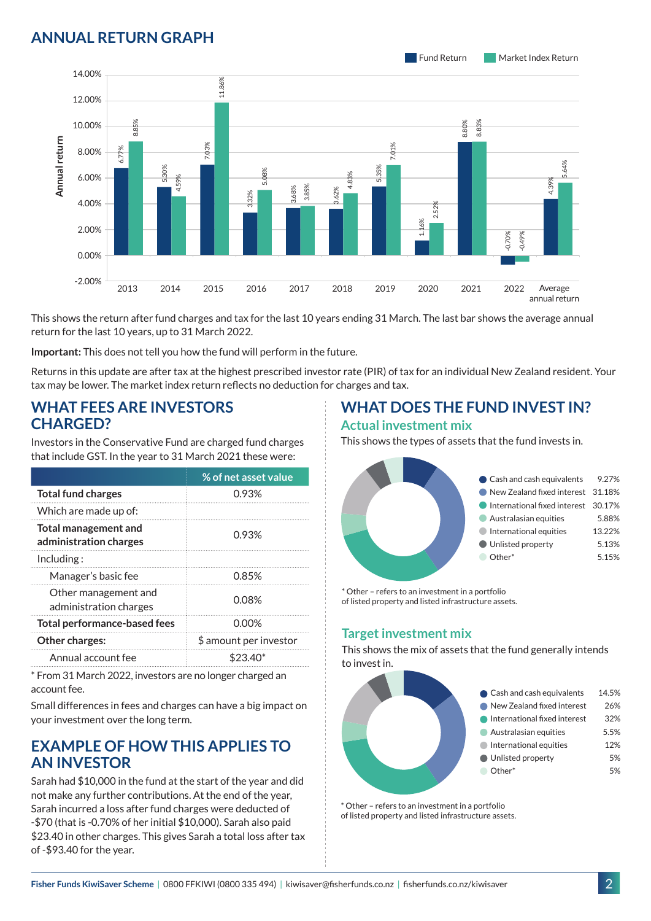## ANNUAL RETURN GRAPH

| Year | Fund Return | Market Index Return |
|---|---|---|
| 2013 | 6.77% | 8.85% |
| 2014 | 5.30% | 4.59% |
| 2015 | 7.03% | 11.86% |
| 2016 | 3.32% | 5.08% |
| 2017 | 3.68% | 3.85% |
| 2018 | 3.62% | 4.83% |
| 2019 | 5.35% | 7.01% |
| 2020 | 1.16% | 2.52% |
| 2021 | 8.80% | 8.83% |
| 2022 | -0.70% | -0.49% |
| Average annual return | 4.39% | 5.64% |

This shows the return after fund charges and tax for the last 10 years ending 31 March. The last bar shows the average annual return for the last 10 years, up to 31 March 2022.

**Important:** This does not tell you how the fund will perform in the future.

Returns in this update are after tax at the highest prescribed investor rate (PIR) of tax for an individual New Zealand resident. Your tax may be lower. The market index return reflects no deduction for charges and tax.

## WHAT FEES ARE INVESTORS CHARGED?

Investors in the Conservative Fund are charged fund charges that include GST. In the year to 31 March 2021 these were:

| | % of net asset value |
|---|---|
| **Total fund charges** | 0.93% |
| Which are made up of: | |
| **Total management and administration charges** | 0.93% |
| Including : | |
| Manager's basic fee | 0.85% |
| Other management and administration charges | 0.08% |
| **Total performance-based fees** | 0.00% |
| **Other charges:** | $ amount per investor |
| Annual account fee | $23.40* |

* From 31 March 2022, investors are no longer charged an account fee.

Small differences in fees and charges can have a big impact on your investment over the long term.

## EXAMPLE OF HOW THIS APPLIES TO AN INVESTOR

Sarah had $10,000 in the fund at the start of the year and did not make any further contributions. At the end of the year, Sarah incurred a loss after fund charges were deducted of -$70 (that is -0.70% of her initial $10,000). Sarah also paid $23.40 in other charges. This gives Sarah a total loss after tax of -$93.40 for the year.

## WHAT DOES THE FUND INVEST IN?

### Actual investment mix

This shows the types of assets that the fund invests in.

| Asset type | % |
|---|---|
| Cash and cash equivalents | 9.27% |
| New Zealand fixed interest | 31.18% |
| International fixed interest | 30.17% |
| Australasian equities | 5.88% |
| International equities | 13.22% |
| Unlisted property | 5.13% |
| Other* | 5.15% |

* Other – refers to an investment in a portfolio of listed property and listed infrastructure assets.

### Target investment mix

This shows the mix of assets that the fund generally intends to invest in.

| Asset type | % |
|---|---|
| Cash and cash equivalents | 14.5% |
| New Zealand fixed interest | 26% |
| International fixed interest | 32% |
| Australasian equities | 5.5% |
| International equities | 12% |
| Unlisted property | 5% |
| Other* | 5% |

* Other – refers to an investment in a portfolio of listed property and listed infrastructure assets.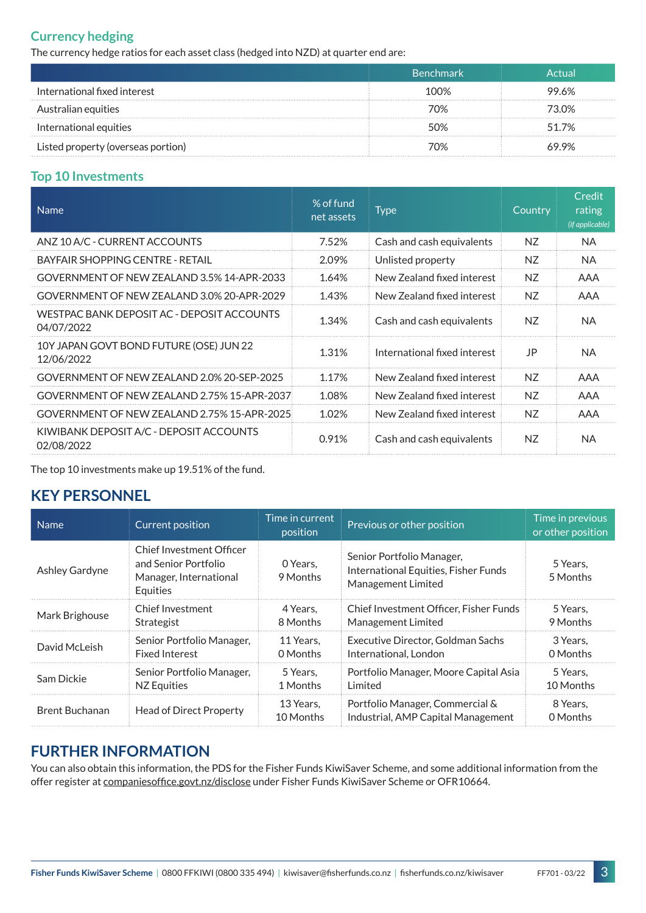## Currency hedging

The currency hedge ratios for each asset class (hedged into NZD) at quarter end are:

| | Benchmark | Actual |
|---|---|---|
| International fixed interest | 100% | 99.6% |
| Australian equities | 70% | 73.0% |
| International equities | 50% | 51.7% |
| Listed property (overseas portion) | 70% | 69.9% |

## Top 10 Investments

| Name | % of fund net assets | Type | Country | Credit rating *(if applicable)* |
|---|---|---|---|---|
| ANZ 10 A/C - CURRENT ACCOUNTS | 7.52% | Cash and cash equivalents | NZ | NA |
| BAYFAIR SHOPPING CENTRE - RETAIL | 2.09% | Unlisted property | NZ | NA |
| GOVERNMENT OF NEW ZEALAND 3.5% 14-APR-2033 | 1.64% | New Zealand fixed interest | NZ | AAA |
| GOVERNMENT OF NEW ZEALAND 3.0% 20-APR-2029 | 1.43% | New Zealand fixed interest | NZ | AAA |
| WESTPAC BANK DEPOSIT AC - DEPOSIT ACCOUNTS 04/07/2022 | 1.34% | Cash and cash equivalents | NZ | NA |
| 10Y JAPAN GOVT BOND FUTURE (OSE) JUN 22 12/06/2022 | 1.31% | International fixed interest | JP | NA |
| GOVERNMENT OF NEW ZEALAND 2.0% 20-SEP-2025 | 1.17% | New Zealand fixed interest | NZ | AAA |
| GOVERNMENT OF NEW ZEALAND 2.75% 15-APR-2037 | 1.08% | New Zealand fixed interest | NZ | AAA |
| GOVERNMENT OF NEW ZEALAND 2.75% 15-APR-2025 | 1.02% | New Zealand fixed interest | NZ | AAA |
| KIWIBANK DEPOSIT A/C - DEPOSIT ACCOUNTS 02/08/2022 | 0.91% | Cash and cash equivalents | NZ | NA |

The top 10 investments make up 19.51% of the fund.

## KEY PERSONNEL

| Name | Current position | Time in current position | Previous or other position | Time in previous or other position |
|---|---|---|---|---|
| Ashley Gardyne | Chief Investment Officer and Senior Portfolio Manager, International Equities | 0 Years, 9 Months | Senior Portfolio Manager, International Equities, Fisher Funds Management Limited | 5 Years, 5 Months |
| Mark Brighouse | Chief Investment Strategist | 4 Years, 8 Months | Chief Investment Officer, Fisher Funds Management Limited | 5 Years, 9 Months |
| David McLeish | Senior Portfolio Manager, Fixed Interest | 11 Years, 0 Months | Executive Director, Goldman Sachs International, London | 3 Years, 0 Months |
| Sam Dickie | Senior Portfolio Manager, NZ Equities | 5 Years, 1 Months | Portfolio Manager, Moore Capital Asia Limited | 5 Years, 10 Months |
| Brent Buchanan | Head of Direct Property | 13 Years, 10 Months | Portfolio Manager, Commercial & Industrial, AMP Capital Management | 8 Years, 0 Months |

## FURTHER INFORMATION

You can also obtain this information, the PDS for the Fisher Funds KiwiSaver Scheme, and some additional information from the offer register at companiesoffice.govt.nz/disclose under Fisher Funds KiwiSaver Scheme or OFR10664.